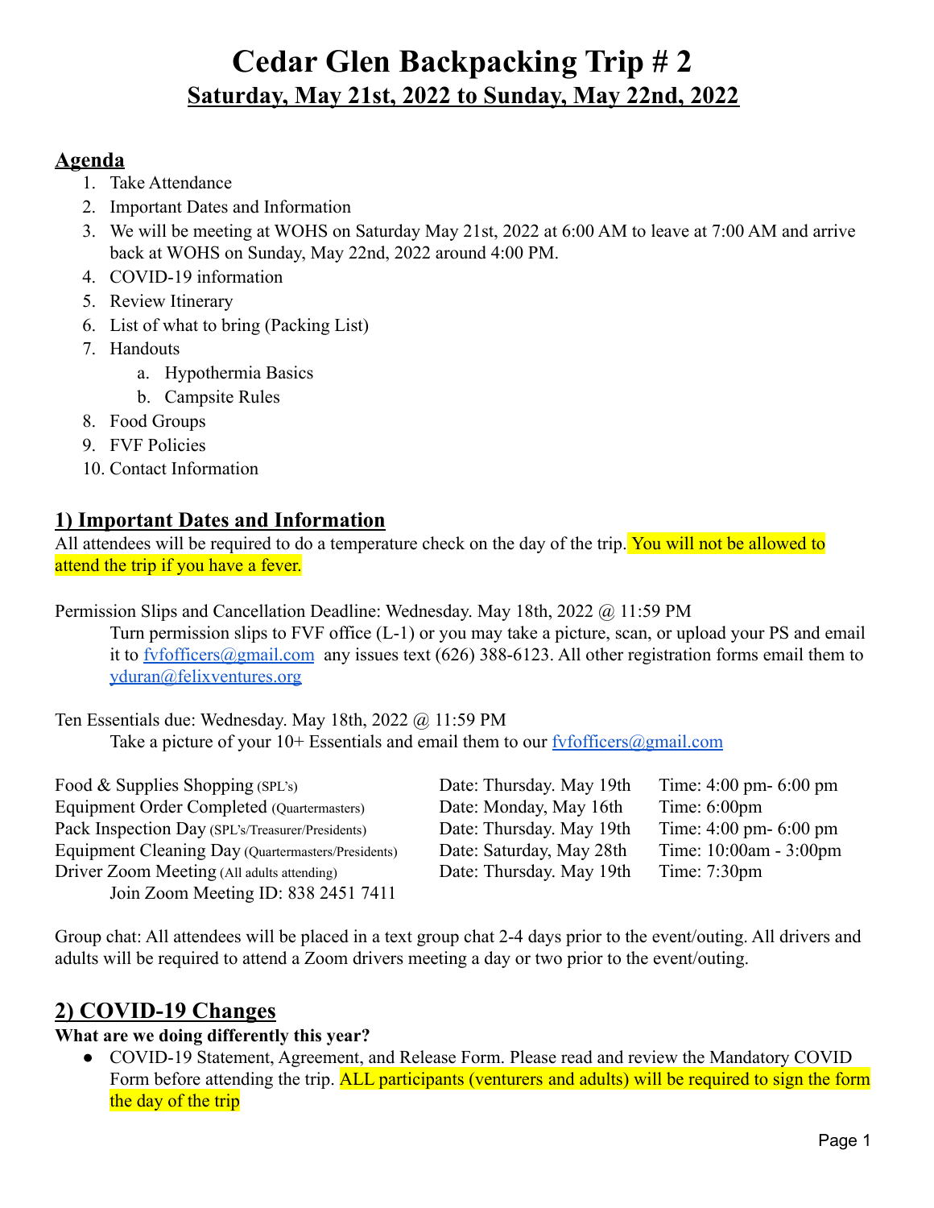# Cedar Glen Backpacking Trip # 2

## Saturday, May 21st, 2022 to Sunday, May 22nd, 2022

## Agenda

1. Take Attendance
2. Important Dates and Information
3. We will be meeting at WOHS on Saturday May 21st, 2022 at 6:00 AM to leave at 7:00 AM and arrive back at WOHS on Sunday, May 22nd, 2022 around 4:00 PM.
4. COVID-19 information
5. Review Itinerary
6. List of what to bring (Packing List)
7. Handouts
    a. Hypothermia Basics
    b. Campsite Rules
8. Food Groups
9. FVF Policies
10. Contact Information

## 1) Important Dates and Information

All attendees will be required to do a temperature check on the day of the trip. You will not be allowed to attend the trip if you have a fever.

Permission Slips and Cancellation Deadline: Wednesday. May 18th, 2022 @ 11:59 PM

Turn permission slips to FVF office (L-1) or you may take a picture, scan, or upload your PS and email it to fvfofficers@gmail.com any issues text (626) 388-6123. All other registration forms email them to yduran@felixventures.org

Ten Essentials due: Wednesday. May 18th, 2022 @ 11:59 PM

Take a picture of your 10+ Essentials and email them to our fvfofficers@gmail.com

| | | |
|---|---|---|
| Food & Supplies Shopping (SPL's) | Date: Thursday. May 19th | Time: 4:00 pm- 6:00 pm |
| Equipment Order Completed (Quartermasters) | Date: Monday, May 16th | Time: 6:00pm |
| Pack Inspection Day (SPL's/Treasurer/Presidents) | Date: Thursday. May 19th | Time: 4:00 pm- 6:00 pm |
| Equipment Cleaning Day (Quartermasters/Presidents) | Date: Saturday, May 28th | Time: 10:00am - 3:00pm |
| Driver Zoom Meeting (All adults attending) | Date: Thursday. May 19th | Time: 7:30pm |

Join Zoom Meeting ID: 838 2451 7411

Group chat: All attendees will be placed in a text group chat 2-4 days prior to the event/outing. All drivers and adults will be required to attend a Zoom drivers meeting a day or two prior to the event/outing.

## 2) COVID-19 Changes

**What are we doing differently this year?**

- COVID-19 Statement, Agreement, and Release Form. Please read and review the Mandatory COVID Form before attending the trip. ALL participants (venturers and adults) will be required to sign the form the day of the trip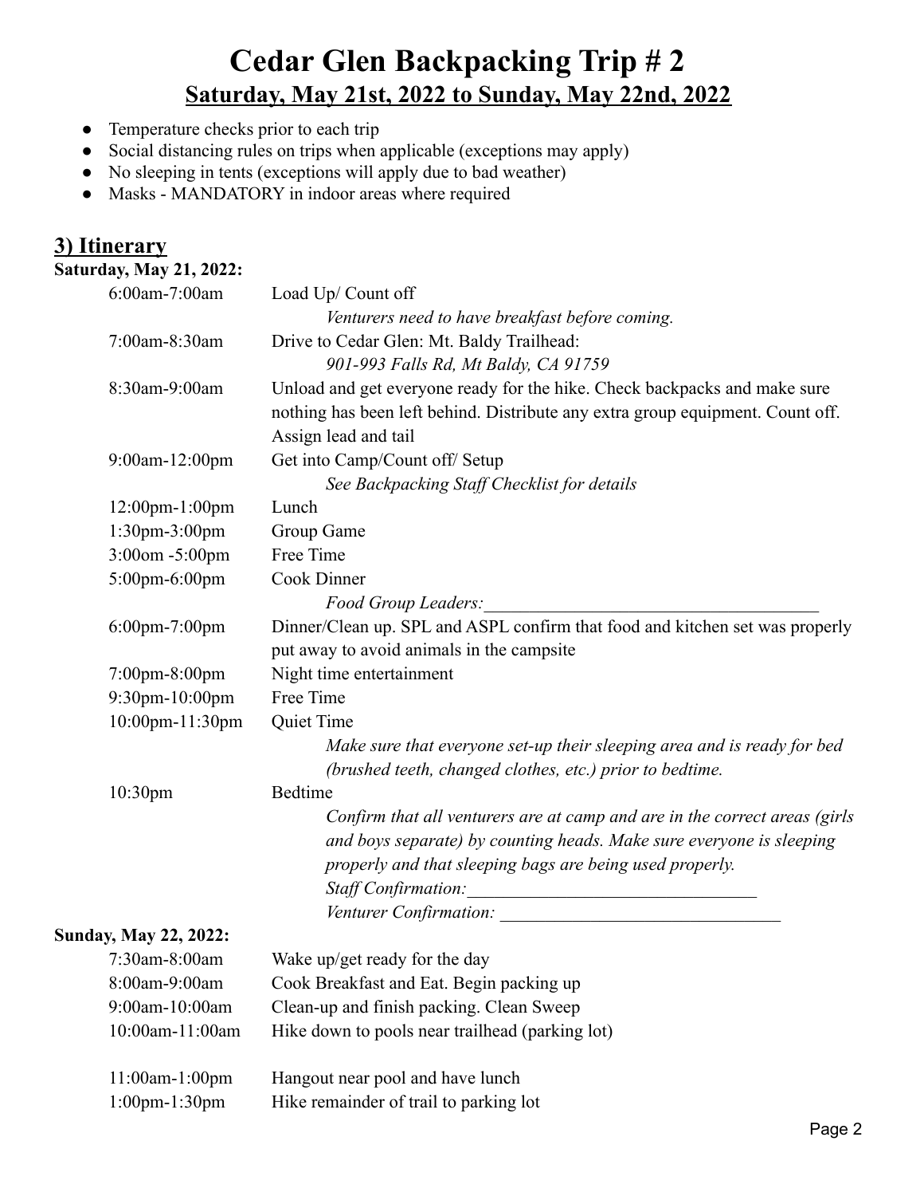# Cedar Glen Backpacking Trip # 2

## Saturday, May 21st, 2022 to Sunday, May 22nd, 2022

- Temperature checks prior to each trip
- Social distancing rules on trips when applicable (exceptions may apply)
- No sleeping in tents (exceptions will apply due to bad weather)
- Masks - MANDATORY in indoor areas where required

## 3) Itinerary

**Saturday, May 21, 2022:**

| Time | Activity |
|---|---|
| 6:00am-7:00am | Load Up/ Count off<br>*Venturers need to have breakfast before coming.* |
| 7:00am-8:30am | Drive to Cedar Glen: Mt. Baldy Trailhead:<br>*901-993 Falls Rd, Mt Baldy, CA 91759* |
| 8:30am-9:00am | Unload and get everyone ready for the hike. Check backpacks and make sure nothing has been left behind. Distribute any extra group equipment. Count off. Assign lead and tail |
| 9:00am-12:00pm | Get into Camp/Count off/ Setup<br>*See Backpacking Staff Checklist for details* |
| 12:00pm-1:00pm | Lunch |
| 1:30pm-3:00pm | Group Game |
| 3:00om -5:00pm | Free Time |
| 5:00pm-6:00pm | Cook Dinner<br>*Food Group Leaders:*______________________________________ |
| 6:00pm-7:00pm | Dinner/Clean up. SPL and ASPL confirm that food and kitchen set was properly put away to avoid animals in the campsite |
| 7:00pm-8:00pm | Night time entertainment |
| 9:30pm-10:00pm | Free Time |
| 10:00pm-11:30pm | Quiet Time<br>*Make sure that everyone set-up their sleeping area and is ready for bed (brushed teeth, changed clothes, etc.) prior to bedtime.* |
| 10:30pm | Bedtime<br>*Confirm that all venturers are at camp and are in the correct areas (girls and boys separate) by counting heads. Make sure everyone is sleeping properly and that sleeping bags are being used properly.*<br>*Staff Confirmation:*________________________________<br>*Venturer Confirmation:* ________________________________ |

**Sunday, May 22, 2022:**

| Time | Activity |
|---|---|
| 7:30am-8:00am | Wake up/get ready for the day |
| 8:00am-9:00am | Cook Breakfast and Eat. Begin packing up |
| 9:00am-10:00am | Clean-up and finish packing. Clean Sweep |
| 10:00am-11:00am | Hike down to pools near trailhead (parking lot) |
| 11:00am-1:00pm | Hangout near pool and have lunch |
| 1:00pm-1:30pm | Hike remainder of trail to parking lot |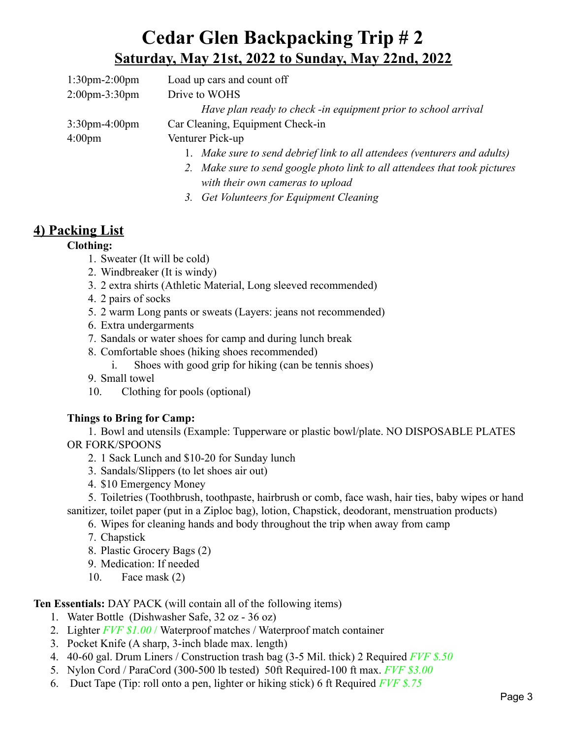# Cedar Glen Backpacking Trip # 2

## Saturday, May 21st, 2022 to Sunday, May 22nd, 2022

| | |
|---|---|
| 1:30pm-2:00pm | Load up cars and count off |
| 2:00pm-3:30pm | Drive to WOHS |
| | *Have plan ready to check -in equipment prior to school arrival* |
| 3:30pm-4:00pm | Car Cleaning, Equipment Check-in |
| 4:00pm | Venturer Pick-up |

1. *Make sure to send debrief link to all attendees (venturers and adults)*
2. *Make sure to send google photo link to all attendees that took pictures with their own cameras to upload*
3. *Get Volunteers for Equipment Cleaning*

## 4) Packing List

**Clothing:**

1. Sweater (It will be cold)
2. Windbreaker (It is windy)
3. 2 extra shirts (Athletic Material, Long sleeved recommended)
4. 2 pairs of socks
5. 2 warm Long pants or sweats (Layers: jeans not recommended)
6. Extra undergarments
7. Sandals or water shoes for camp and during lunch break
8. Comfortable shoes (hiking shoes recommended)
   i. Shoes with good grip for hiking (can be tennis shoes)
9. Small towel
10. Clothing for pools (optional)

**Things to Bring for Camp:**

1. Bowl and utensils (Example: Tupperware or plastic bowl/plate. NO DISPOSABLE PLATES OR FORK/SPOONS
2. 1 Sack Lunch and $10-20 for Sunday lunch
3. Sandals/Slippers (to let shoes air out)
4. $10 Emergency Money
5. Toiletries (Toothbrush, toothpaste, hairbrush or comb, face wash, hair ties, baby wipes or hand sanitizer, toilet paper (put in a Ziploc bag), lotion, Chapstick, deodorant, menstruation products)
6. Wipes for cleaning hands and body throughout the trip when away from camp
7. Chapstick
8. Plastic Grocery Bags (2)
9. Medication: If needed
10. Face mask (2)

**Ten Essentials:** DAY PACK (will contain all of the following items)

1. Water Bottle (Dishwasher Safe, 32 oz - 36 oz)
2. Lighter *FVF $1.00* / Waterproof matches / Waterproof match container
3. Pocket Knife (A sharp, 3-inch blade max. length)
4. 40-60 gal. Drum Liners / Construction trash bag (3-5 Mil. thick) 2 Required *FVF $.50*
5. Nylon Cord / ParaCord (300-500 lb tested) 50ft Required-100 ft max. *FVF $3.00*
6. Duct Tape (Tip: roll onto a pen, lighter or hiking stick) 6 ft Required *FVF $.75*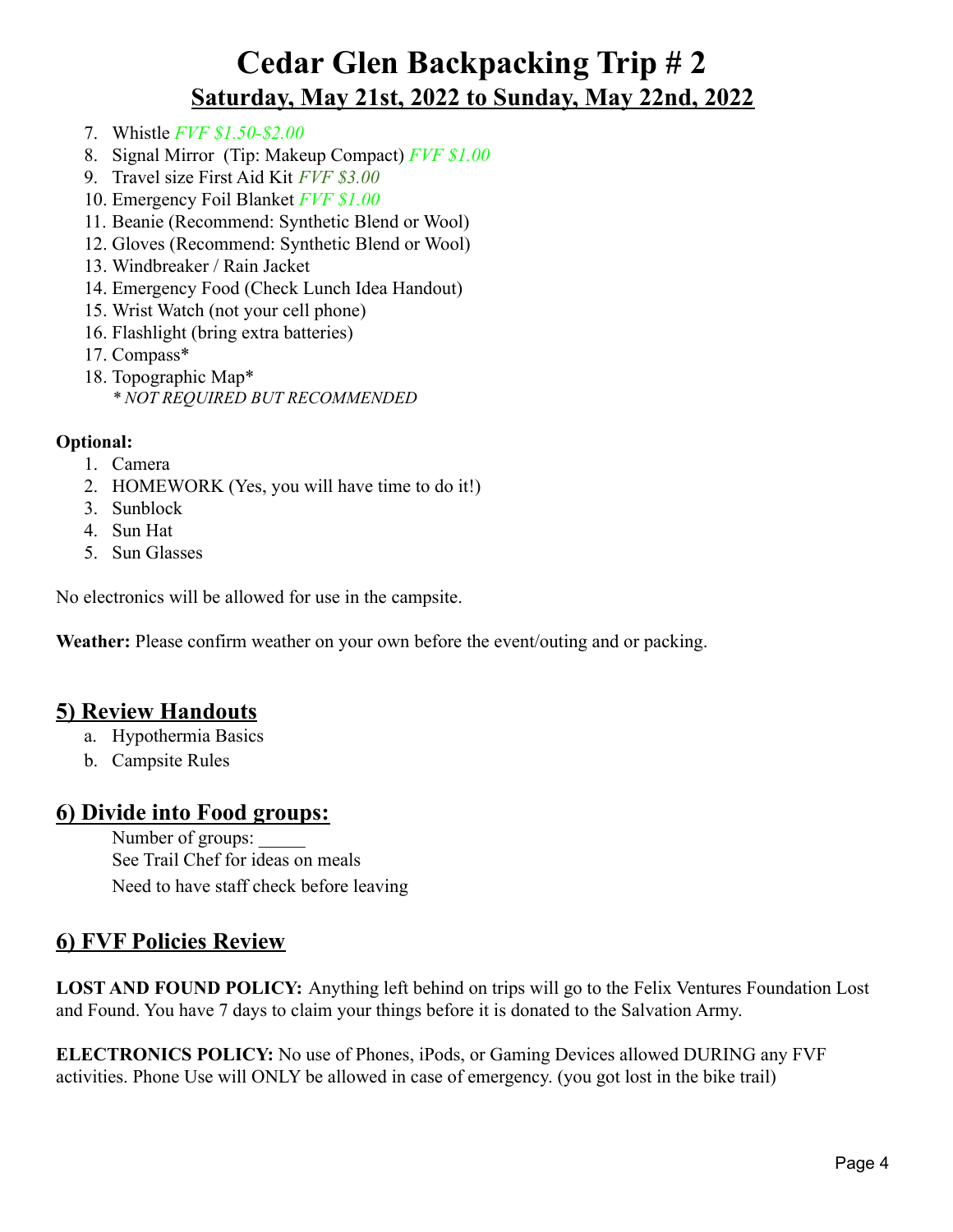# Cedar Glen Backpacking Trip # 2

## Saturday, May 21st, 2022 to Sunday, May 22nd, 2022

7. Whistle *FVF $1.50-$2.00*
8. Signal Mirror  (Tip: Makeup Compact) *FVF $1.00*
9. Travel size First Aid Kit *FVF $3.00*
10. Emergency Foil Blanket *FVF $1.00*
11. Beanie (Recommend: Synthetic Blend or Wool)
12. Gloves (Recommend: Synthetic Blend or Wool)
13. Windbreaker / Rain Jacket
14. Emergency Food (Check Lunch Idea Handout)
15. Wrist Watch (not your cell phone)
16. Flashlight (bring extra batteries)
17. Compass*
18. Topographic Map*
    *\* NOT REQUIRED BUT RECOMMENDED*

**Optional:**

1. Camera
2. HOMEWORK (Yes, you will have time to do it!)
3. Sunblock
4. Sun Hat
5. Sun Glasses

No electronics will be allowed for use in the campsite.

**Weather:** Please confirm weather on your own before the event/outing and or packing.

## 5) Review Handouts

a. Hypothermia Basics
b. Campsite Rules

## 6) Divide into Food groups:

Number of groups: _____
See Trail Chef for ideas on meals
Need to have staff check before leaving

## 6) FVF Policies Review

**LOST AND FOUND POLICY:** Anything left behind on trips will go to the Felix Ventures Foundation Lost and Found. You have 7 days to claim your things before it is donated to the Salvation Army.

**ELECTRONICS POLICY:** No use of Phones, iPods, or Gaming Devices allowed DURING any FVF activities. Phone Use will ONLY be allowed in case of emergency. (you got lost in the bike trail)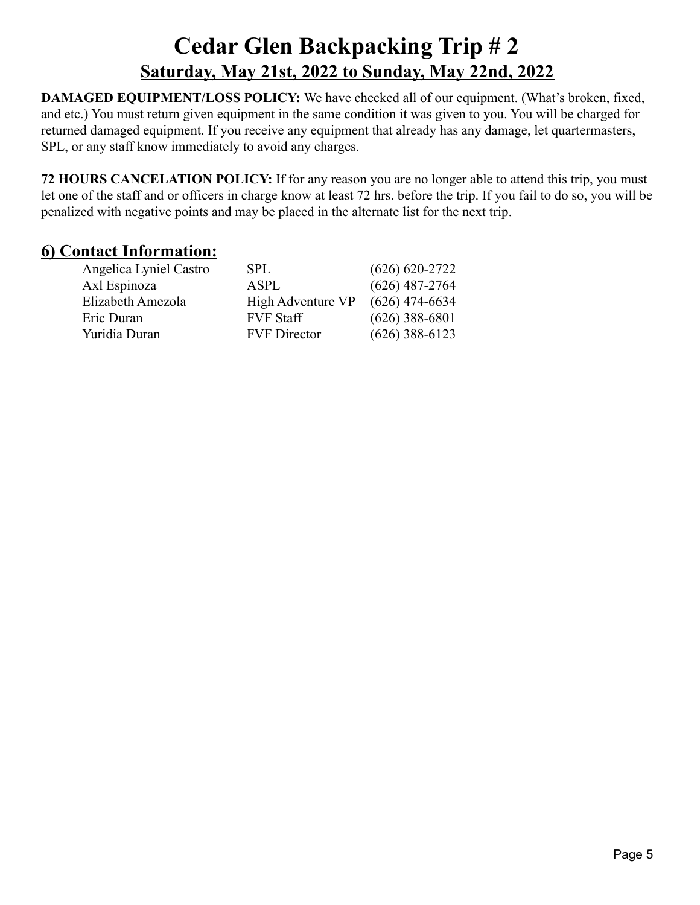# Cedar Glen Backpacking Trip # 2

## Saturday, May 21st, 2022 to Sunday, May 22nd, 2022

**DAMAGED EQUIPMENT/LOSS POLICY:** We have checked all of our equipment. (What's broken, fixed, and etc.) You must return given equipment in the same condition it was given to you. You will be charged for returned damaged equipment. If you receive any equipment that already has any damage, let quartermasters, SPL, or any staff know immediately to avoid any charges.

**72 HOURS CANCELATION POLICY:** If for any reason you are no longer able to attend this trip, you must let one of the staff and or officers in charge know at least 72 hrs. before the trip. If you fail to do so, you will be penalized with negative points and may be placed in the alternate list for the next trip.

## 6) Contact Information:

| | | |
|---|---|---|
| Angelica Lyniel Castro | SPL | (626) 620-2722 |
| Axl Espinoza | ASPL | (626) 487-2764 |
| Elizabeth Amezola | High Adventure VP | (626) 474-6634 |
| Eric Duran | FVF Staff | (626) 388-6801 |
| Yuridia Duran | FVF Director | (626) 388-6123 |